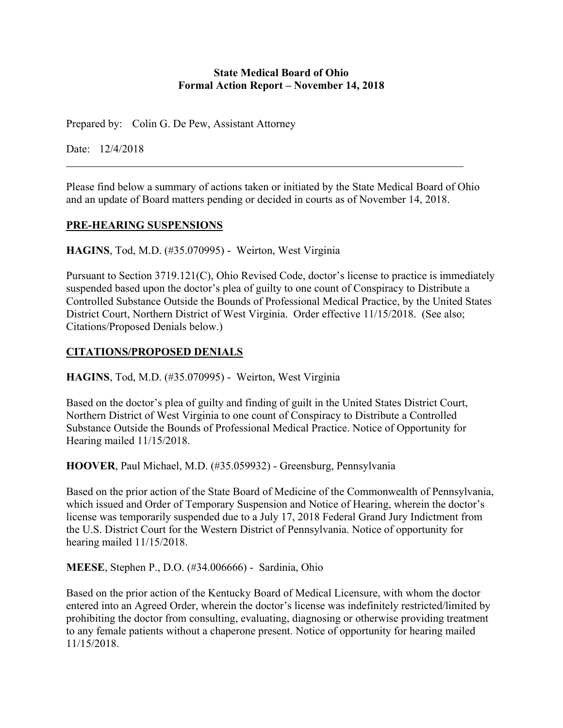**State Medical Board of Ohio**
**Formal Action Report – November 14, 2018**

Prepared by: Colin G. De Pew, Assistant Attorney

Date: 12/4/2018

---

Please find below a summary of actions taken or initiated by the State Medical Board of Ohio and an update of Board matters pending or decided in courts as of November 14, 2018.

## PRE-HEARING SUSPENSIONS

**HAGINS**, Tod, M.D. (#35.070995) - Weirton, West Virginia

Pursuant to Section 3719.121(C), Ohio Revised Code, doctor's license to practice is immediately suspended based upon the doctor's plea of guilty to one count of Conspiracy to Distribute a Controlled Substance Outside the Bounds of Professional Medical Practice, by the United States District Court, Northern District of West Virginia. Order effective 11/15/2018. (See also; Citations/Proposed Denials below.)

## CITATIONS/PROPOSED DENIALS

**HAGINS**, Tod, M.D. (#35.070995) - Weirton, West Virginia

Based on the doctor's plea of guilty and finding of guilt in the United States District Court, Northern District of West Virginia to one count of Conspiracy to Distribute a Controlled Substance Outside the Bounds of Professional Medical Practice. Notice of Opportunity for Hearing mailed 11/15/2018.

**HOOVER**, Paul Michael, M.D. (#35.059932) - Greensburg, Pennsylvania

Based on the prior action of the State Board of Medicine of the Commonwealth of Pennsylvania, which issued and Order of Temporary Suspension and Notice of Hearing, wherein the doctor's license was temporarily suspended due to a July 17, 2018 Federal Grand Jury Indictment from the U.S. District Court for the Western District of Pennsylvania. Notice of opportunity for hearing mailed 11/15/2018.

**MEESE**, Stephen P., D.O. (#34.006666) - Sardinia, Ohio

Based on the prior action of the Kentucky Board of Medical Licensure, with whom the doctor entered into an Agreed Order, wherein the doctor's license was indefinitely restricted/limited by prohibiting the doctor from consulting, evaluating, diagnosing or otherwise providing treatment to any female patients without a chaperone present. Notice of opportunity for hearing mailed 11/15/2018.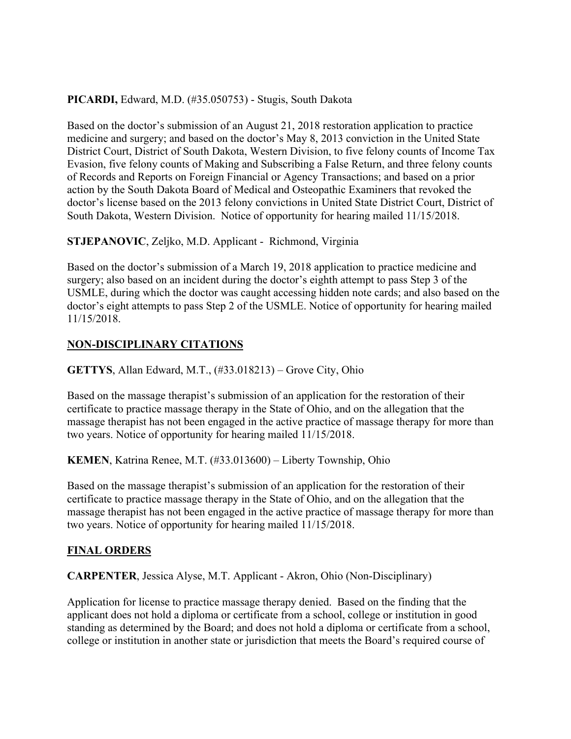**PICARDI,** Edward, M.D. (#35.050753) - Stugis, South Dakota

Based on the doctor's submission of an August 21, 2018 restoration application to practice medicine and surgery; and based on the doctor's May 8, 2013 conviction in the United State District Court, District of South Dakota, Western Division, to five felony counts of Income Tax Evasion, five felony counts of Making and Subscribing a False Return, and three felony counts of Records and Reports on Foreign Financial or Agency Transactions; and based on a prior action by the South Dakota Board of Medical and Osteopathic Examiners that revoked the doctor's license based on the 2013 felony convictions in United State District Court, District of South Dakota, Western Division. Notice of opportunity for hearing mailed 11/15/2018.

**STJEPANOVIC**, Zeljko, M.D. Applicant - Richmond, Virginia

Based on the doctor's submission of a March 19, 2018 application to practice medicine and surgery; also based on an incident during the doctor's eighth attempt to pass Step 3 of the USMLE, during which the doctor was caught accessing hidden note cards; and also based on the doctor's eight attempts to pass Step 2 of the USMLE. Notice of opportunity for hearing mailed 11/15/2018.

## NON-DISCIPLINARY CITATIONS

**GETTYS**, Allan Edward, M.T., (#33.018213) – Grove City, Ohio

Based on the massage therapist's submission of an application for the restoration of their certificate to practice massage therapy in the State of Ohio, and on the allegation that the massage therapist has not been engaged in the active practice of massage therapy for more than two years. Notice of opportunity for hearing mailed 11/15/2018.

**KEMEN**, Katrina Renee, M.T. (#33.013600) – Liberty Township, Ohio

Based on the massage therapist's submission of an application for the restoration of their certificate to practice massage therapy in the State of Ohio, and on the allegation that the massage therapist has not been engaged in the active practice of massage therapy for more than two years. Notice of opportunity for hearing mailed 11/15/2018.

## FINAL ORDERS

**CARPENTER**, Jessica Alyse, M.T. Applicant - Akron, Ohio (Non-Disciplinary)

Application for license to practice massage therapy denied. Based on the finding that the applicant does not hold a diploma or certificate from a school, college or institution in good standing as determined by the Board; and does not hold a diploma or certificate from a school, college or institution in another state or jurisdiction that meets the Board's required course of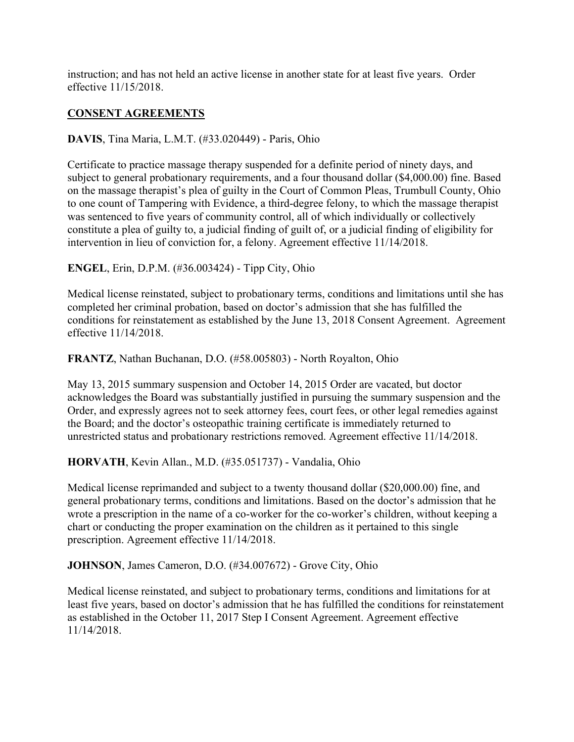instruction; and has not held an active license in another state for at least five years. Order effective 11/15/2018.

## CONSENT AGREEMENTS

**DAVIS**, Tina Maria, L.M.T. (#33.020449) - Paris, Ohio

Certificate to practice massage therapy suspended for a definite period of ninety days, and subject to general probationary requirements, and a four thousand dollar ($4,000.00) fine. Based on the massage therapist's plea of guilty in the Court of Common Pleas, Trumbull County, Ohio to one count of Tampering with Evidence, a third-degree felony, to which the massage therapist was sentenced to five years of community control, all of which individually or collectively constitute a plea of guilty to, a judicial finding of guilt of, or a judicial finding of eligibility for intervention in lieu of conviction for, a felony. Agreement effective 11/14/2018.

**ENGEL**, Erin, D.P.M. (#36.003424) - Tipp City, Ohio

Medical license reinstated, subject to probationary terms, conditions and limitations until she has completed her criminal probation, based on doctor's admission that she has fulfilled the conditions for reinstatement as established by the June 13, 2018 Consent Agreement. Agreement effective 11/14/2018.

**FRANTZ**, Nathan Buchanan, D.O. (#58.005803) - North Royalton, Ohio

May 13, 2015 summary suspension and October 14, 2015 Order are vacated, but doctor acknowledges the Board was substantially justified in pursuing the summary suspension and the Order, and expressly agrees not to seek attorney fees, court fees, or other legal remedies against the Board; and the doctor's osteopathic training certificate is immediately returned to unrestricted status and probationary restrictions removed. Agreement effective 11/14/2018.

**HORVATH**, Kevin Allan., M.D. (#35.051737) - Vandalia, Ohio

Medical license reprimanded and subject to a twenty thousand dollar ($20,000.00) fine, and general probationary terms, conditions and limitations. Based on the doctor's admission that he wrote a prescription in the name of a co-worker for the co-worker's children, without keeping a chart or conducting the proper examination on the children as it pertained to this single prescription. Agreement effective 11/14/2018.

**JOHNSON**, James Cameron, D.O. (#34.007672) - Grove City, Ohio

Medical license reinstated, and subject to probationary terms, conditions and limitations for at least five years, based on doctor's admission that he has fulfilled the conditions for reinstatement as established in the October 11, 2017 Step I Consent Agreement. Agreement effective 11/14/2018.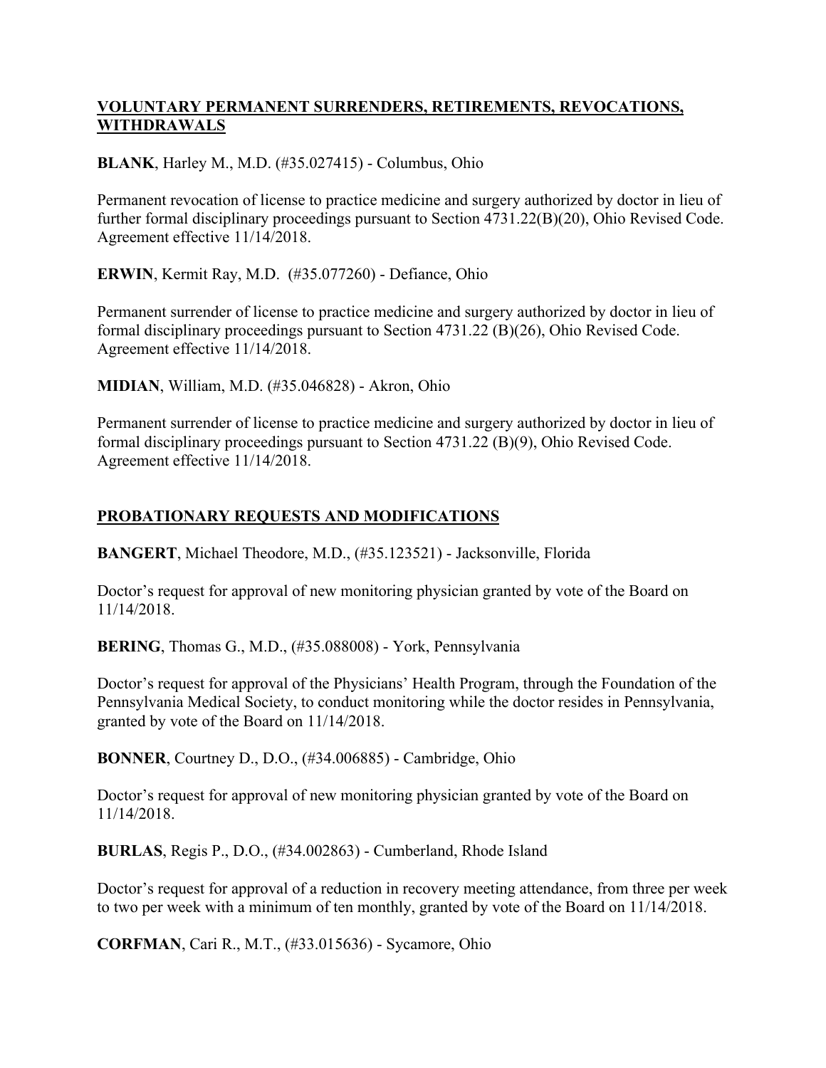## VOLUNTARY PERMANENT SURRENDERS, RETIREMENTS, REVOCATIONS, WITHDRAWALS

**BLANK**, Harley M., M.D. (#35.027415) - Columbus, Ohio

Permanent revocation of license to practice medicine and surgery authorized by doctor in lieu of further formal disciplinary proceedings pursuant to Section 4731.22(B)(20), Ohio Revised Code. Agreement effective 11/14/2018.

**ERWIN**, Kermit Ray, M.D. (#35.077260) - Defiance, Ohio

Permanent surrender of license to practice medicine and surgery authorized by doctor in lieu of formal disciplinary proceedings pursuant to Section 4731.22 (B)(26), Ohio Revised Code. Agreement effective 11/14/2018.

**MIDIAN**, William, M.D. (#35.046828) - Akron, Ohio

Permanent surrender of license to practice medicine and surgery authorized by doctor in lieu of formal disciplinary proceedings pursuant to Section 4731.22 (B)(9), Ohio Revised Code. Agreement effective 11/14/2018.

## PROBATIONARY REQUESTS AND MODIFICATIONS

**BANGERT**, Michael Theodore, M.D., (#35.123521) - Jacksonville, Florida

Doctor's request for approval of new monitoring physician granted by vote of the Board on 11/14/2018.

**BERING**, Thomas G., M.D., (#35.088008) - York, Pennsylvania

Doctor's request for approval of the Physicians' Health Program, through the Foundation of the Pennsylvania Medical Society, to conduct monitoring while the doctor resides in Pennsylvania, granted by vote of the Board on 11/14/2018.

**BONNER**, Courtney D., D.O., (#34.006885) - Cambridge, Ohio

Doctor's request for approval of new monitoring physician granted by vote of the Board on 11/14/2018.

**BURLAS**, Regis P., D.O., (#34.002863) - Cumberland, Rhode Island

Doctor's request for approval of a reduction in recovery meeting attendance, from three per week to two per week with a minimum of ten monthly, granted by vote of the Board on 11/14/2018.

**CORFMAN**, Cari R., M.T., (#33.015636) - Sycamore, Ohio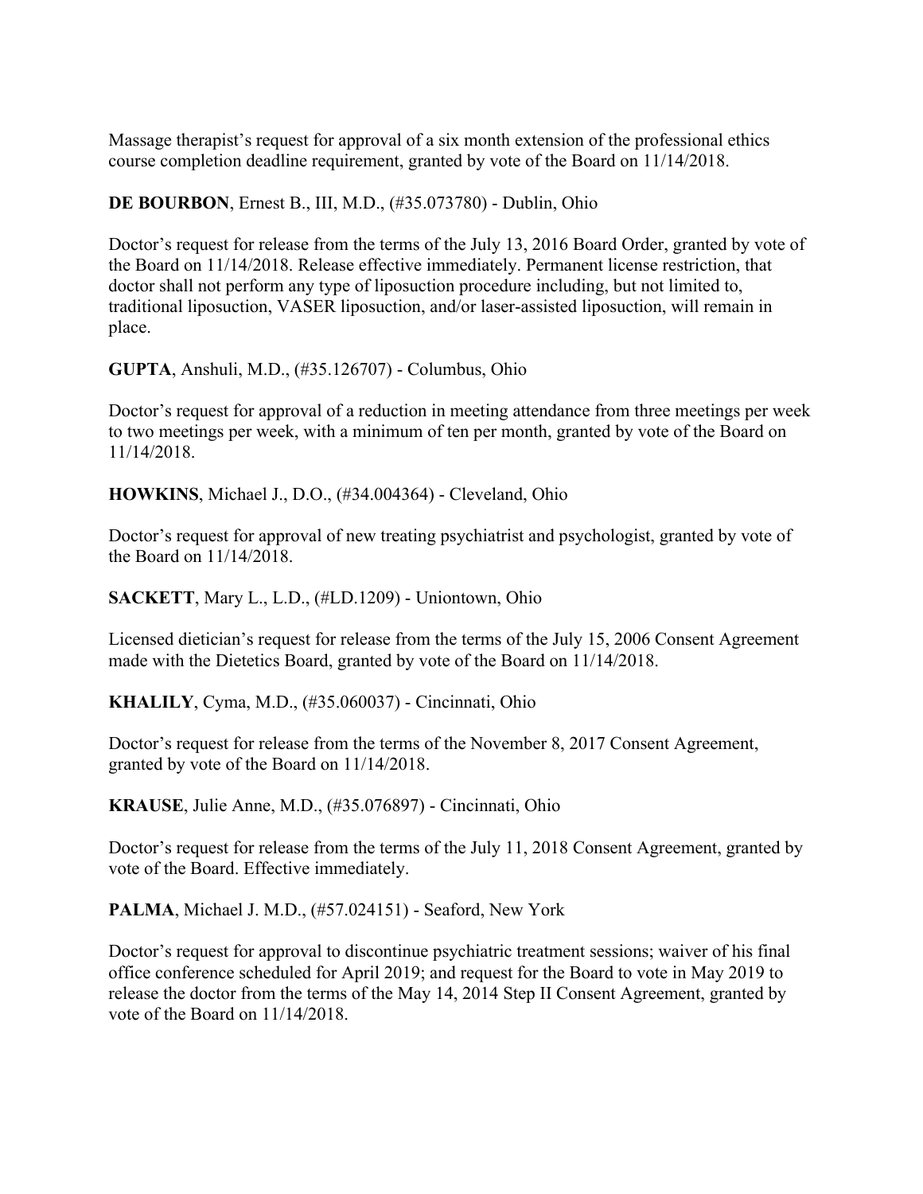Massage therapist's request for approval of a six month extension of the professional ethics course completion deadline requirement, granted by vote of the Board on 11/14/2018.

**DE BOURBON**, Ernest B., III, M.D., (#35.073780) - Dublin, Ohio

Doctor's request for release from the terms of the July 13, 2016 Board Order, granted by vote of the Board on 11/14/2018. Release effective immediately. Permanent license restriction, that doctor shall not perform any type of liposuction procedure including, but not limited to, traditional liposuction, VASER liposuction, and/or laser-assisted liposuction, will remain in place.

**GUPTA**, Anshuli, M.D., (#35.126707) - Columbus, Ohio

Doctor's request for approval of a reduction in meeting attendance from three meetings per week to two meetings per week, with a minimum of ten per month, granted by vote of the Board on 11/14/2018.

**HOWKINS**, Michael J., D.O., (#34.004364) - Cleveland, Ohio

Doctor's request for approval of new treating psychiatrist and psychologist, granted by vote of the Board on 11/14/2018.

**SACKETT**, Mary L., L.D., (#LD.1209) - Uniontown, Ohio

Licensed dietician's request for release from the terms of the July 15, 2006 Consent Agreement made with the Dietetics Board, granted by vote of the Board on 11/14/2018.

**KHALILY**, Cyma, M.D., (#35.060037) - Cincinnati, Ohio

Doctor's request for release from the terms of the November 8, 2017 Consent Agreement, granted by vote of the Board on 11/14/2018.

**KRAUSE**, Julie Anne, M.D., (#35.076897) - Cincinnati, Ohio

Doctor's request for release from the terms of the July 11, 2018 Consent Agreement, granted by vote of the Board. Effective immediately.

**PALMA**, Michael J. M.D., (#57.024151) - Seaford, New York

Doctor's request for approval to discontinue psychiatric treatment sessions; waiver of his final office conference scheduled for April 2019; and request for the Board to vote in May 2019 to release the doctor from the terms of the May 14, 2014 Step II Consent Agreement, granted by vote of the Board on 11/14/2018.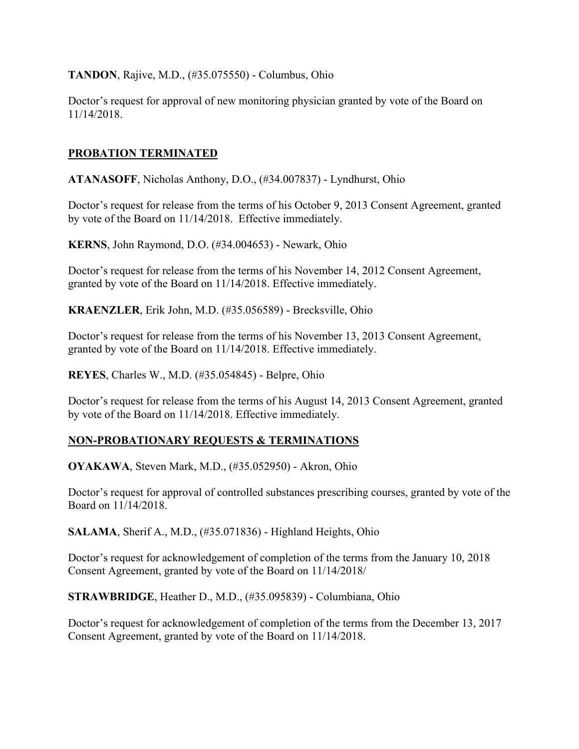**TANDON**, Rajive, M.D., (#35.075550) - Columbus, Ohio

Doctor's request for approval of new monitoring physician granted by vote of the Board on 11/14/2018.

## PROBATION TERMINATED

**ATANASOFF**, Nicholas Anthony, D.O., (#34.007837) - Lyndhurst, Ohio

Doctor's request for release from the terms of his October 9, 2013 Consent Agreement, granted by vote of the Board on 11/14/2018. Effective immediately.

**KERNS**, John Raymond, D.O. (#34.004653) - Newark, Ohio

Doctor's request for release from the terms of his November 14, 2012 Consent Agreement, granted by vote of the Board on 11/14/2018. Effective immediately.

**KRAENZLER**, Erik John, M.D. (#35.056589) - Brecksville, Ohio

Doctor's request for release from the terms of his November 13, 2013 Consent Agreement, granted by vote of the Board on 11/14/2018. Effective immediately.

**REYES**, Charles W., M.D. (#35.054845) - Belpre, Ohio

Doctor's request for release from the terms of his August 14, 2013 Consent Agreement, granted by vote of the Board on 11/14/2018. Effective immediately.

## NON-PROBATIONARY REQUESTS & TERMINATIONS

**OYAKAWA**, Steven Mark, M.D., (#35.052950) - Akron, Ohio

Doctor's request for approval of controlled substances prescribing courses, granted by vote of the Board on 11/14/2018.

**SALAMA**, Sherif A., M.D., (#35.071836) - Highland Heights, Ohio

Doctor's request for acknowledgement of completion of the terms from the January 10, 2018 Consent Agreement, granted by vote of the Board on 11/14/2018/

**STRAWBRIDGE**, Heather D., M.D., (#35.095839) - Columbiana, Ohio

Doctor's request for acknowledgement of completion of the terms from the December 13, 2017 Consent Agreement, granted by vote of the Board on 11/14/2018.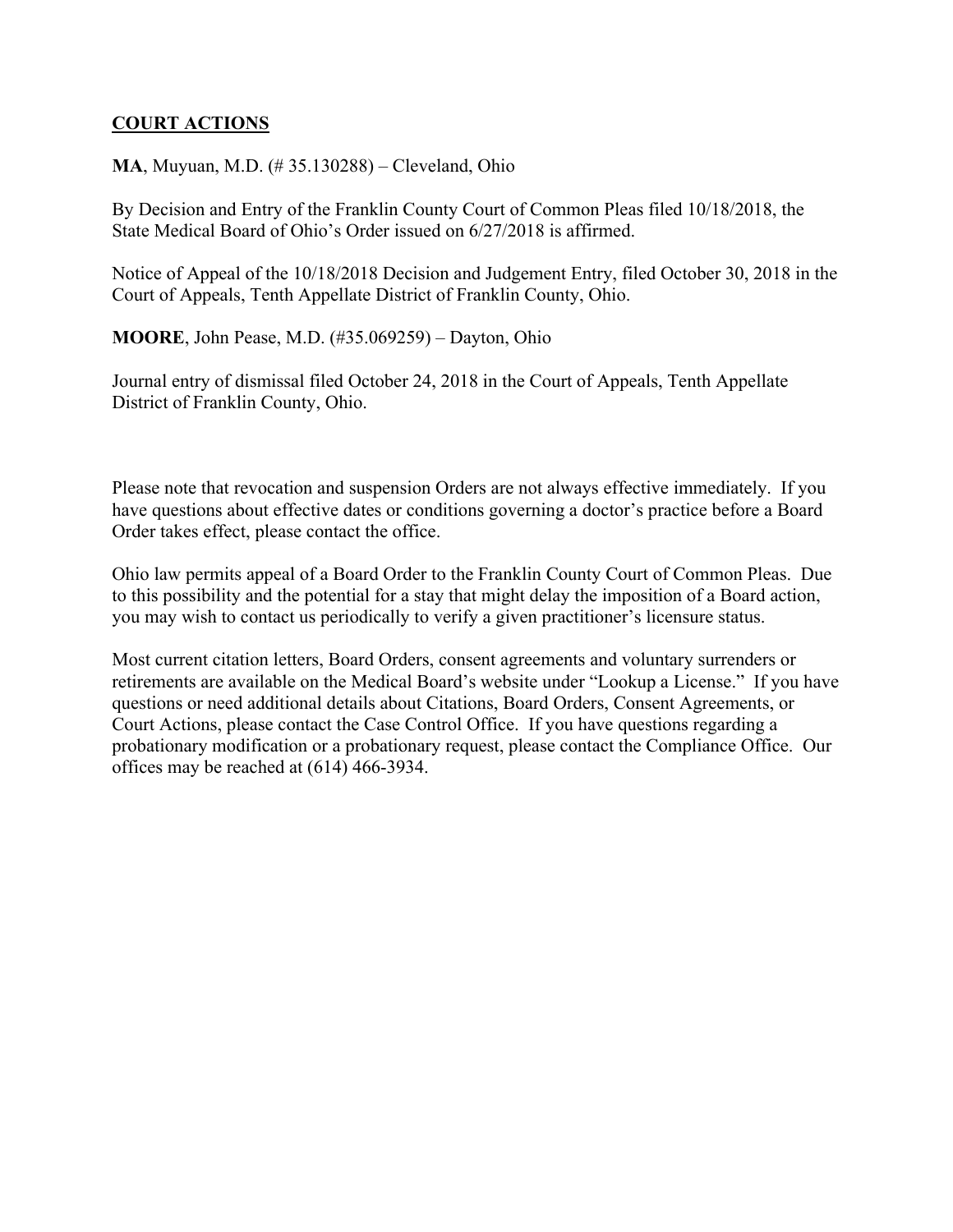## COURT ACTIONS

**MA**, Muyuan, M.D. (# 35.130288) – Cleveland, Ohio

By Decision and Entry of the Franklin County Court of Common Pleas filed 10/18/2018, the State Medical Board of Ohio's Order issued on 6/27/2018 is affirmed.

Notice of Appeal of the 10/18/2018 Decision and Judgement Entry, filed October 30, 2018 in the Court of Appeals, Tenth Appellate District of Franklin County, Ohio.

**MOORE**, John Pease, M.D. (#35.069259) – Dayton, Ohio

Journal entry of dismissal filed October 24, 2018 in the Court of Appeals, Tenth Appellate District of Franklin County, Ohio.

Please note that revocation and suspension Orders are not always effective immediately. If you have questions about effective dates or conditions governing a doctor's practice before a Board Order takes effect, please contact the office.

Ohio law permits appeal of a Board Order to the Franklin County Court of Common Pleas. Due to this possibility and the potential for a stay that might delay the imposition of a Board action, you may wish to contact us periodically to verify a given practitioner's licensure status.

Most current citation letters, Board Orders, consent agreements and voluntary surrenders or retirements are available on the Medical Board's website under "Lookup a License." If you have questions or need additional details about Citations, Board Orders, Consent Agreements, or Court Actions, please contact the Case Control Office. If you have questions regarding a probationary modification or a probationary request, please contact the Compliance Office. Our offices may be reached at (614) 466-3934.